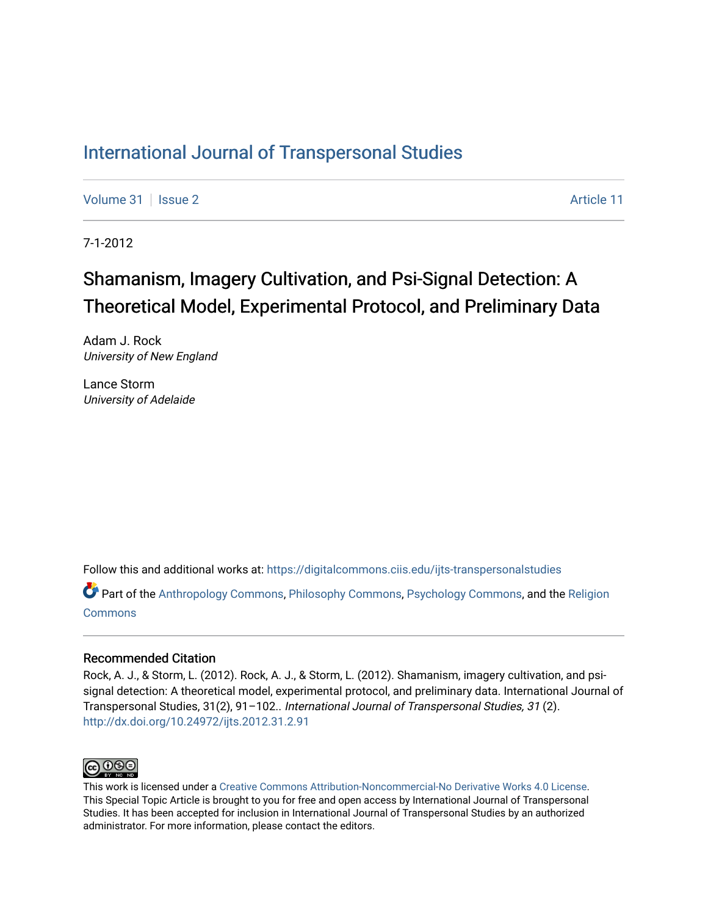# International Journal of Transpersonal Studies

Volume 31 | Issue 2 | Article 11

7-1-2012

## Shamanism, Imagery Cultivation, and Psi-Signal Detection: A Theoretical Model, Experimental Protocol, and Preliminary Data

Adam J. Rock
*University of New England*

Lance Storm
*University of Adelaide*

Follow this and additional works at: https://digitalcommons.ciis.edu/ijts-transpersonalstudies

Part of the Anthropology Commons, Philosophy Commons, Psychology Commons, and the Religion Commons

### Recommended Citation

Rock, A. J., & Storm, L. (2012). Rock, A. J., & Storm, L. (2012). Shamanism, imagery cultivation, and psi-signal detection: A theoretical model, experimental protocol, and preliminary data. International Journal of Transpersonal Studies, 31(2), 91–102.. *International Journal of Transpersonal Studies, 31* (2).
http://dx.doi.org/10.24972/ijts.2012.31.2.91

This work is licensed under a Creative Commons Attribution-Noncommercial-No Derivative Works 4.0 License. This Special Topic Article is brought to you for free and open access by International Journal of Transpersonal Studies. It has been accepted for inclusion in International Journal of Transpersonal Studies by an authorized administrator. For more information, please contact the editors.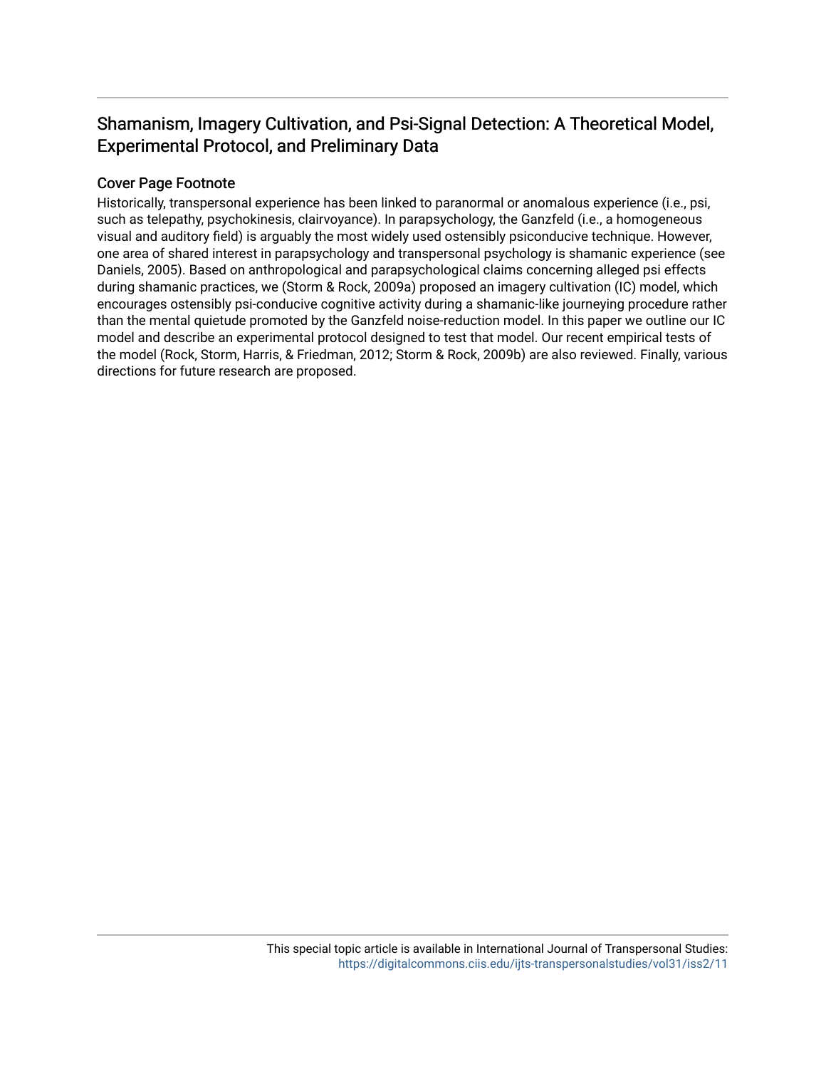## Shamanism, Imagery Cultivation, and Psi-Signal Detection: A Theoretical Model, Experimental Protocol, and Preliminary Data

### Cover Page Footnote

Historically, transpersonal experience has been linked to paranormal or anomalous experience (i.e., psi, such as telepathy, psychokinesis, clairvoyance). In parapsychology, the Ganzfeld (i.e., a homogeneous visual and auditory field) is arguably the most widely used ostensibly psiconducive technique. However, one area of shared interest in parapsychology and transpersonal psychology is shamanic experience (see Daniels, 2005). Based on anthropological and parapsychological claims concerning alleged psi effects during shamanic practices, we (Storm & Rock, 2009a) proposed an imagery cultivation (IC) model, which encourages ostensibly psi-conducive cognitive activity during a shamanic-like journeying procedure rather than the mental quietude promoted by the Ganzfeld noise-reduction model. In this paper we outline our IC model and describe an experimental protocol designed to test that model. Our recent empirical tests of the model (Rock, Storm, Harris, & Friedman, 2012; Storm & Rock, 2009b) are also reviewed. Finally, various directions for future research are proposed.

This special topic article is available in International Journal of Transpersonal Studies: https://digitalcommons.ciis.edu/ijts-transpersonalstudies/vol31/iss2/11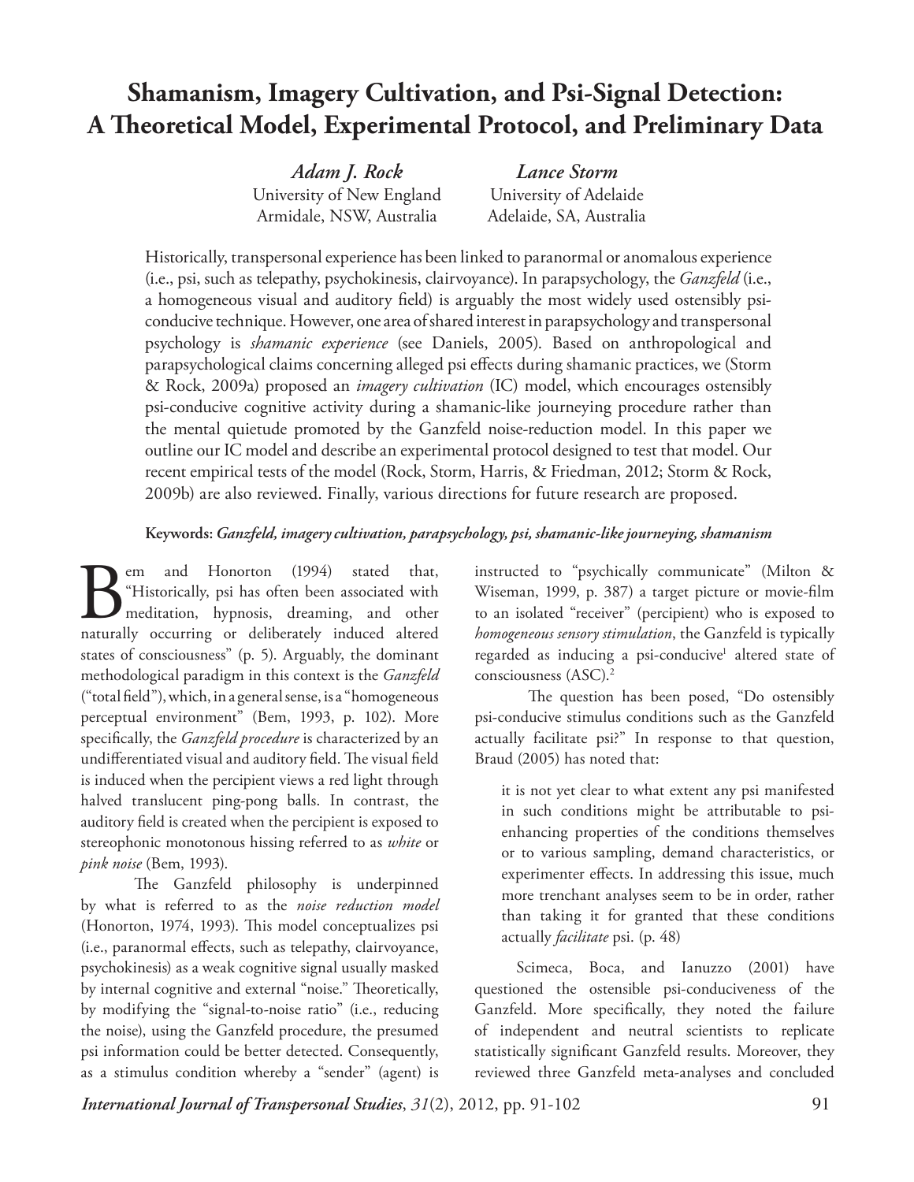# Shamanism, Imagery Cultivation, and Psi-Signal Detection: A Theoretical Model, Experimental Protocol, and Preliminary Data

*Adam J. Rock*
University of New England
Armidale, NSW, Australia

*Lance Storm*
University of Adelaide
Adelaide, SA, Australia

Historically, transpersonal experience has been linked to paranormal or anomalous experience (i.e., psi, such as telepathy, psychokinesis, clairvoyance). In parapsychology, the *Ganzfeld* (i.e., a homogeneous visual and auditory field) is arguably the most widely used ostensibly psi-conducive technique. However, one area of shared interest in parapsychology and transpersonal psychology is *shamanic experience* (see Daniels, 2005). Based on anthropological and parapsychological claims concerning alleged psi effects during shamanic practices, we (Storm & Rock, 2009a) proposed an *imagery cultivation* (IC) model, which encourages ostensibly psi-conducive cognitive activity during a shamanic-like journeying procedure rather than the mental quietude promoted by the Ganzfeld noise-reduction model. In this paper we outline our IC model and describe an experimental protocol designed to test that model. Our recent empirical tests of the model (Rock, Storm, Harris, & Friedman, 2012; Storm & Rock, 2009b) are also reviewed. Finally, various directions for future research are proposed.

**Keywords:** ***Ganzfeld, imagery cultivation, parapsychology, psi, shamanic-like journeying, shamanism***

Bem and Honorton (1994) stated that, "Historically, psi has often been associated with meditation, hypnosis, dreaming, and other naturally occurring or deliberately induced altered states of consciousness" (p. 5). Arguably, the dominant methodological paradigm in this context is the *Ganzfeld* ("total field"), which, in a general sense, is a "homogeneous perceptual environment" (Bem, 1993, p. 102). More specifically, the *Ganzfeld procedure* is characterized by an undifferentiated visual and auditory field. The visual field is induced when the percipient views a red light through halved translucent ping-pong balls. In contrast, the auditory field is created when the percipient is exposed to stereophonic monotonous hissing referred to as *white* or *pink noise* (Bem, 1993).

The Ganzfeld philosophy is underpinned by what is referred to as the *noise reduction model* (Honorton, 1974, 1993). This model conceptualizes psi (i.e., paranormal effects, such as telepathy, clairvoyance, psychokinesis) as a weak cognitive signal usually masked by internal cognitive and external "noise." Theoretically, by modifying the "signal-to-noise ratio" (i.e., reducing the noise), using the Ganzfeld procedure, the presumed psi information could be better detected. Consequently, as a stimulus condition whereby a "sender" (agent) is instructed to "psychically communicate" (Milton & Wiseman, 1999, p. 387) a target picture or movie-film to an isolated "receiver" (percipient) who is exposed to *homogeneous sensory stimulation*, the Ganzfeld is typically regarded as inducing a psi-conducive[1] altered state of consciousness (ASC).[2]

The question has been posed, "Do ostensibly psi-conducive stimulus conditions such as the Ganzfeld actually facilitate psi?" In response to that question, Braud (2005) has noted that:

> it is not yet clear to what extent any psi manifested in such conditions might be attributable to psi-enhancing properties of the conditions themselves or to various sampling, demand characteristics, or experimenter effects. In addressing this issue, much more trenchant analyses seem to be in order, rather than taking it for granted that these conditions actually *facilitate* psi. (p. 48)

Scimeca, Boca, and Ianuzzo (2001) have questioned the ostensible psi-conduciveness of the Ganzfeld. More specifically, they noted the failure of independent and neutral scientists to replicate statistically significant Ganzfeld results. Moreover, they reviewed three Ganzfeld meta-analyses and concluded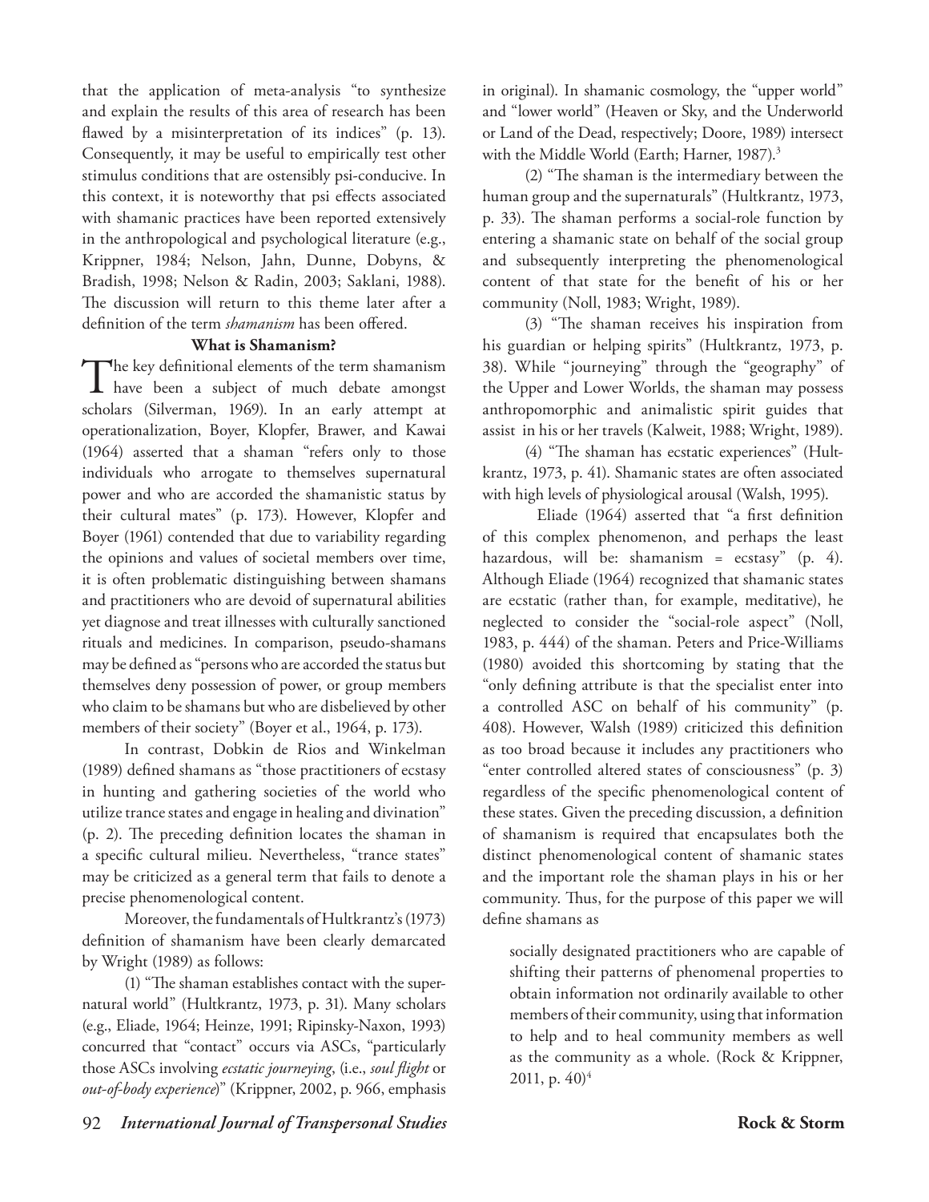that the application of meta-analysis "to synthesize and explain the results of this area of research has been flawed by a misinterpretation of its indices" (p. 13). Consequently, it may be useful to empirically test other stimulus conditions that are ostensibly psi-conducive. In this context, it is noteworthy that psi effects associated with shamanic practices have been reported extensively in the anthropological and psychological literature (e.g., Krippner, 1984; Nelson, Jahn, Dunne, Dobyns, & Bradish, 1998; Nelson & Radin, 2003; Saklani, 1988). The discussion will return to this theme later after a definition of the term *shamanism* has been offered.

## What is Shamanism?

The key definitional elements of the term shamanism have been a subject of much debate amongst scholars (Silverman, 1969). In an early attempt at operationalization, Boyer, Klopfer, Brawer, and Kawai (1964) asserted that a shaman "refers only to those individuals who arrogate to themselves supernatural power and who are accorded the shamanistic status by their cultural mates" (p. 173). However, Klopfer and Boyer (1961) contended that due to variability regarding the opinions and values of societal members over time, it is often problematic distinguishing between shamans and practitioners who are devoid of supernatural abilities yet diagnose and treat illnesses with culturally sanctioned rituals and medicines. In comparison, pseudo-shamans may be defined as "persons who are accorded the status but themselves deny possession of power, or group members who claim to be shamans but who are disbelieved by other members of their society" (Boyer et al., 1964, p. 173).

In contrast, Dobkin de Rios and Winkelman (1989) defined shamans as "those practitioners of ecstasy in hunting and gathering societies of the world who utilize trance states and engage in healing and divination" (p. 2). The preceding definition locates the shaman in a specific cultural milieu. Nevertheless, "trance states" may be criticized as a general term that fails to denote a precise phenomenological content.

Moreover, the fundamentals of Hultkrantz's (1973) definition of shamanism have been clearly demarcated by Wright (1989) as follows:

(1) "The shaman establishes contact with the supernatural world" (Hultkrantz, 1973, p. 31). Many scholars (e.g., Eliade, 1964; Heinze, 1991; Ripinsky-Naxon, 1993) concurred that "contact" occurs via ASCs, "particularly those ASCs involving *ecstatic journeying*, (i.e., *soul flight* or *out-of-body experience*)" (Krippner, 2002, p. 966, emphasis in original). In shamanic cosmology, the "upper world" and "lower world" (Heaven or Sky, and the Underworld or Land of the Dead, respectively; Doore, 1989) intersect with the Middle World (Earth; Harner, 1987).[3]

(2) "The shaman is the intermediary between the human group and the supernaturals" (Hultkrantz, 1973, p. 33). The shaman performs a social-role function by entering a shamanic state on behalf of the social group and subsequently interpreting the phenomenological content of that state for the benefit of his or her community (Noll, 1983; Wright, 1989).

(3) "The shaman receives his inspiration from his guardian or helping spirits" (Hultkrantz, 1973, p. 38). While "journeying" through the "geography" of the Upper and Lower Worlds, the shaman may possess anthropomorphic and animalistic spirit guides that assist in his or her travels (Kalweit, 1988; Wright, 1989).

(4) "The shaman has ecstatic experiences" (Hultkrantz, 1973, p. 41). Shamanic states are often associated with high levels of physiological arousal (Walsh, 1995).

Eliade (1964) asserted that "a first definition of this complex phenomenon, and perhaps the least hazardous, will be: shamanism = ecstasy" (p. 4). Although Eliade (1964) recognized that shamanic states are ecstatic (rather than, for example, meditative), he neglected to consider the "social-role aspect" (Noll, 1983, p. 444) of the shaman. Peters and Price-Williams (1980) avoided this shortcoming by stating that the "only defining attribute is that the specialist enter into a controlled ASC on behalf of his community" (p. 408). However, Walsh (1989) criticized this definition as too broad because it includes any practitioners who "enter controlled altered states of consciousness" (p. 3) regardless of the specific phenomenological content of these states. Given the preceding discussion, a definition of shamanism is required that encapsulates both the distinct phenomenological content of shamanic states and the important role the shaman plays in his or her community. Thus, for the purpose of this paper we will define shamans as

> socially designated practitioners who are capable of shifting their patterns of phenomenal properties to obtain information not ordinarily available to other members of their community, using that information to help and to heal community members as well as the community as a whole. (Rock & Krippner, 2011, p. 40)[4]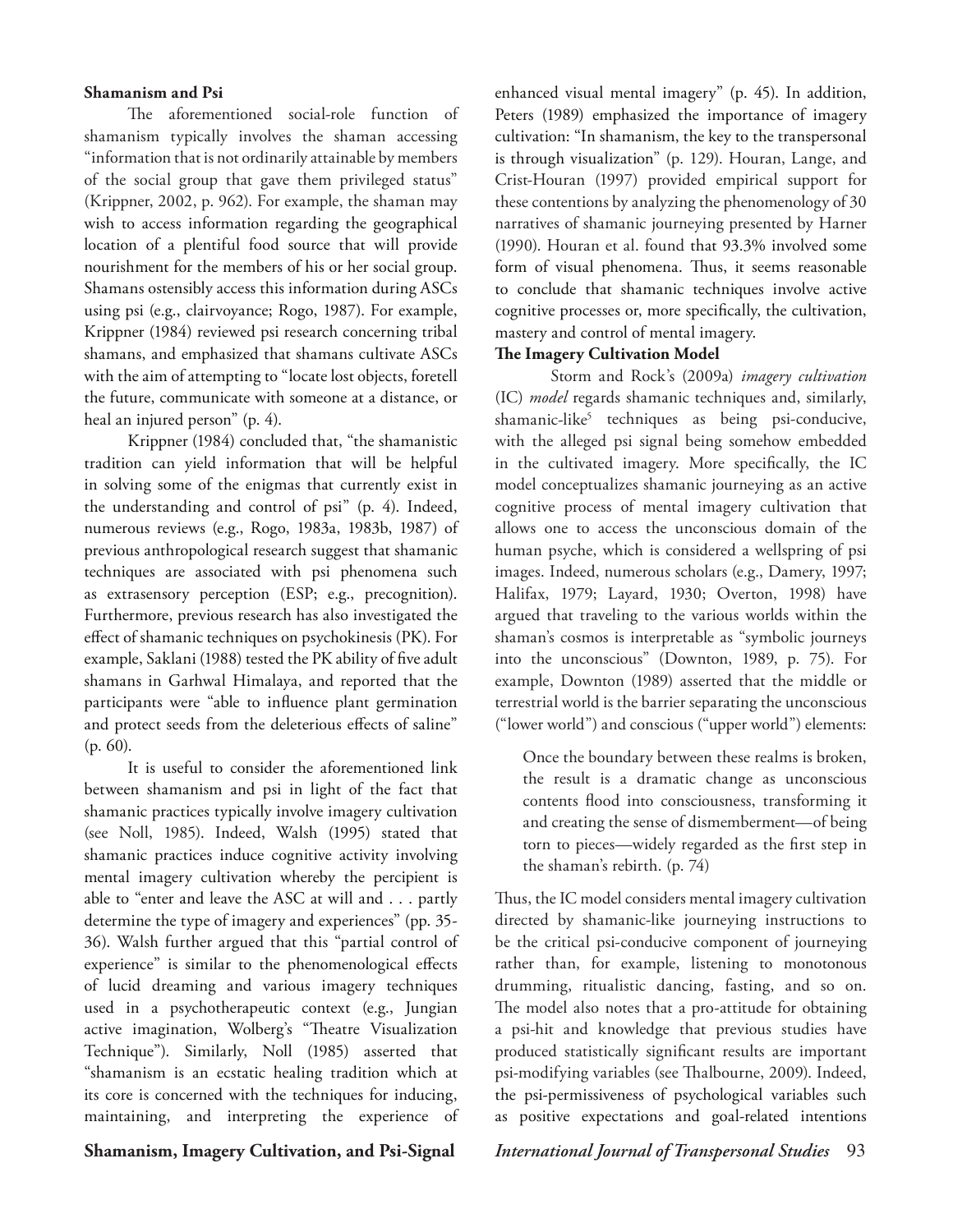**Shamanism and Psi**

The aforementioned social-role function of shamanism typically involves the shaman accessing "information that is not ordinarily attainable by members of the social group that gave them privileged status" (Krippner, 2002, p. 962). For example, the shaman may wish to access information regarding the geographical location of a plentiful food source that will provide nourishment for the members of his or her social group. Shamans ostensibly access this information during ASCs using psi (e.g., clairvoyance; Rogo, 1987). For example, Krippner (1984) reviewed psi research concerning tribal shamans, and emphasized that shamans cultivate ASCs with the aim of attempting to "locate lost objects, foretell the future, communicate with someone at a distance, or heal an injured person" (p. 4).

Krippner (1984) concluded that, "the shamanistic tradition can yield information that will be helpful in solving some of the enigmas that currently exist in the understanding and control of psi" (p. 4). Indeed, numerous reviews (e.g., Rogo, 1983a, 1983b, 1987) of previous anthropological research suggest that shamanic techniques are associated with psi phenomena such as extrasensory perception (ESP; e.g., precognition). Furthermore, previous research has also investigated the effect of shamanic techniques on psychokinesis (PK). For example, Saklani (1988) tested the PK ability of five adult shamans in Garhwal Himalaya, and reported that the participants were "able to influence plant germination and protect seeds from the deleterious effects of saline" (p. 60).

It is useful to consider the aforementioned link between shamanism and psi in light of the fact that shamanic practices typically involve imagery cultivation (see Noll, 1985). Indeed, Walsh (1995) stated that shamanic practices induce cognitive activity involving mental imagery cultivation whereby the percipient is able to "enter and leave the ASC at will and . . . partly determine the type of imagery and experiences" (pp. 35-36). Walsh further argued that this "partial control of experience" is similar to the phenomenological effects of lucid dreaming and various imagery techniques used in a psychotherapeutic context (e.g., Jungian active imagination, Wolberg's "Theatre Visualization Technique"). Similarly, Noll (1985) asserted that "shamanism is an ecstatic healing tradition which at its core is concerned with the techniques for inducing, maintaining, and interpreting the experience of enhanced visual mental imagery" (p. 45). In addition, Peters (1989) emphasized the importance of imagery cultivation: "In shamanism, the key to the transpersonal is through visualization" (p. 129). Houran, Lange, and Crist-Houran (1997) provided empirical support for these contentions by analyzing the phenomenology of 30 narratives of shamanic journeying presented by Harner (1990). Houran et al. found that 93.3% involved some form of visual phenomena. Thus, it seems reasonable to conclude that shamanic techniques involve active cognitive processes or, more specifically, the cultivation, mastery and control of mental imagery.

**The Imagery Cultivation Model**

Storm and Rock's (2009a) *imagery cultivation* (IC) *model* regards shamanic techniques and, similarly, shamanic-like[5] techniques as being psi-conducive, with the alleged psi signal being somehow embedded in the cultivated imagery. More specifically, the IC model conceptualizes shamanic journeying as an active cognitive process of mental imagery cultivation that allows one to access the unconscious domain of the human psyche, which is considered a wellspring of psi images. Indeed, numerous scholars (e.g., Damery, 1997; Halifax, 1979; Layard, 1930; Overton, 1998) have argued that traveling to the various worlds within the shaman's cosmos is interpretable as "symbolic journeys into the unconscious" (Downton, 1989, p. 75). For example, Downton (1989) asserted that the middle or terrestrial world is the barrier separating the unconscious ("lower world") and conscious ("upper world") elements:

> Once the boundary between these realms is broken, the result is a dramatic change as unconscious contents flood into consciousness, transforming it and creating the sense of dismemberment—of being torn to pieces—widely regarded as the first step in the shaman's rebirth. (p. 74)

Thus, the IC model considers mental imagery cultivation directed by shamanic-like journeying instructions to be the critical psi-conducive component of journeying rather than, for example, listening to monotonous drumming, ritualistic dancing, fasting, and so on. The model also notes that a pro-attitude for obtaining a psi-hit and knowledge that previous studies have produced statistically significant results are important psi-modifying variables (see Thalbourne, 2009). Indeed, the psi-permissiveness of psychological variables such as positive expectations and goal-related intentions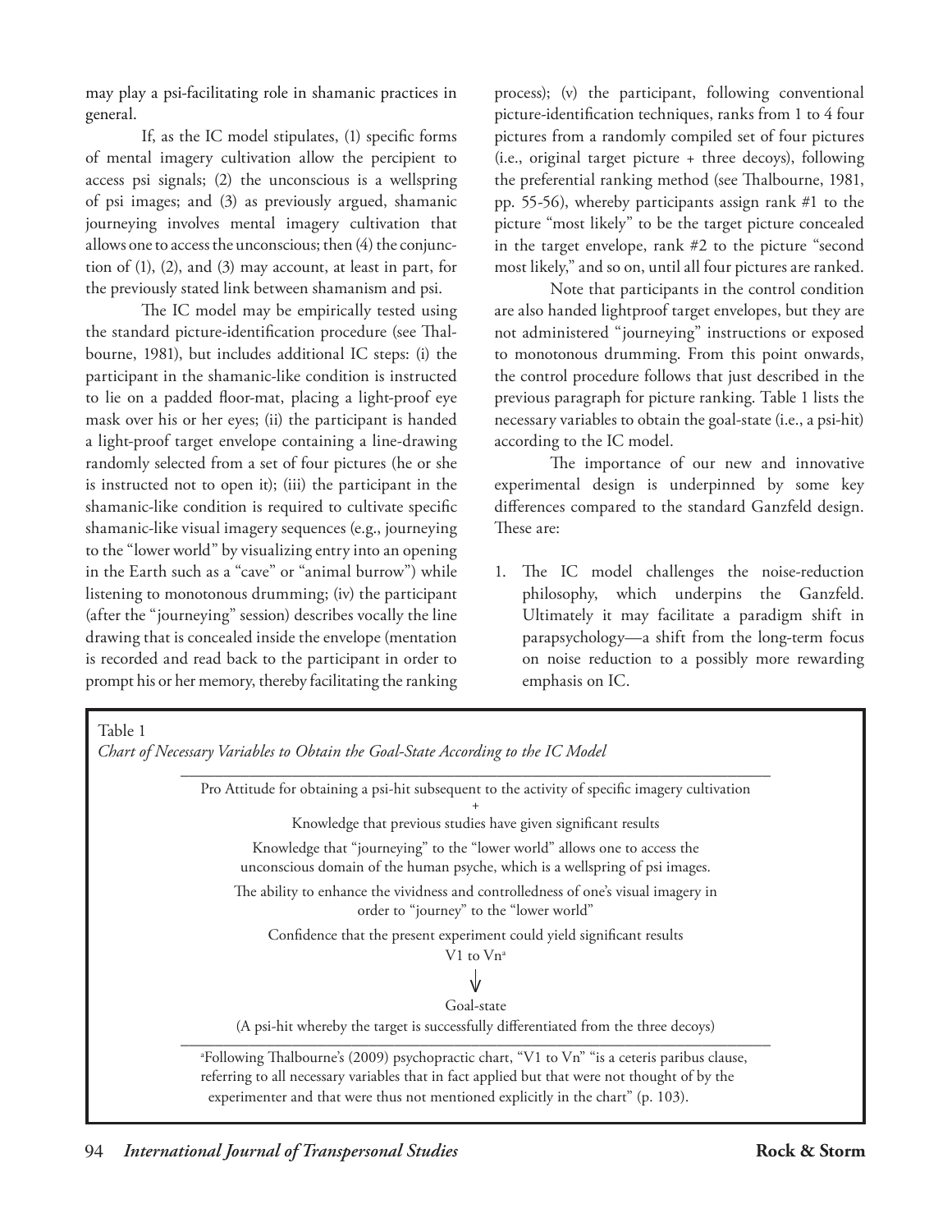may play a psi-facilitating role in shamanic practices in general.

If, as the IC model stipulates, (1) specific forms of mental imagery cultivation allow the percipient to access psi signals; (2) the unconscious is a wellspring of psi images; and (3) as previously argued, shamanic journeying involves mental imagery cultivation that allows one to access the unconscious; then (4) the conjunction of (1), (2), and (3) may account, at least in part, for the previously stated link between shamanism and psi.

The IC model may be empirically tested using the standard picture-identification procedure (see Thalbourne, 1981), but includes additional IC steps: (i) the participant in the shamanic-like condition is instructed to lie on a padded floor-mat, placing a light-proof eye mask over his or her eyes; (ii) the participant is handed a light-proof target envelope containing a line-drawing randomly selected from a set of four pictures (he or she is instructed not to open it); (iii) the participant in the shamanic-like condition is required to cultivate specific shamanic-like visual imagery sequences (e.g., journeying to the "lower world" by visualizing entry into an opening in the Earth such as a "cave" or "animal burrow") while listening to monotonous drumming; (iv) the participant (after the "journeying" session) describes vocally the line drawing that is concealed inside the envelope (mentation is recorded and read back to the participant in order to prompt his or her memory, thereby facilitating the ranking process); (v) the participant, following conventional picture-identification techniques, ranks from 1 to 4 four pictures from a randomly compiled set of four pictures (i.e., original target picture + three decoys), following the preferential ranking method (see Thalbourne, 1981, pp. 55-56), whereby participants assign rank #1 to the picture "most likely" to be the target picture concealed in the target envelope, rank #2 to the picture "second most likely," and so on, until all four pictures are ranked.

Note that participants in the control condition are also handed lightproof target envelopes, but they are not administered "journeying" instructions or exposed to monotonous drumming. From this point onwards, the control procedure follows that just described in the previous paragraph for picture ranking. Table 1 lists the necessary variables to obtain the goal-state (i.e., a psi-hit) according to the IC model.

The importance of our new and innovative experimental design is underpinned by some key differences compared to the standard Ganzfeld design. These are:

1. The IC model challenges the noise-reduction philosophy, which underpins the Ganzfeld. Ultimately it may facilitate a paradigm shift in parapsychology—a shift from the long-term focus on noise reduction to a possibly more rewarding emphasis on IC.

Table 1
*Chart of Necessary Variables to Obtain the Goal-State According to the IC Model*

Pro Attitude for obtaining a psi-hit subsequent to the activity of specific imagery cultivation

\+

Knowledge that previous studies have given significant results

Knowledge that "journeying" to the "lower world" allows one to access the unconscious domain of the human psyche, which is a wellspring of psi images.

The ability to enhance the vividness and controlledness of one's visual imagery in order to "journey" to the "lower world"

Confidence that the present experiment could yield significant results

V1 to Vn[a]

↓

Goal-state

(A psi-hit whereby the target is successfully differentiated from the three decoys)

[a]Following Thalbourne's (2009) psychopractic chart, "V1 to Vn" "is a ceteris paribus clause, referring to all necessary variables that in fact applied but that were not thought of by the experimenter and that were thus not mentioned explicitly in the chart" (p. 103).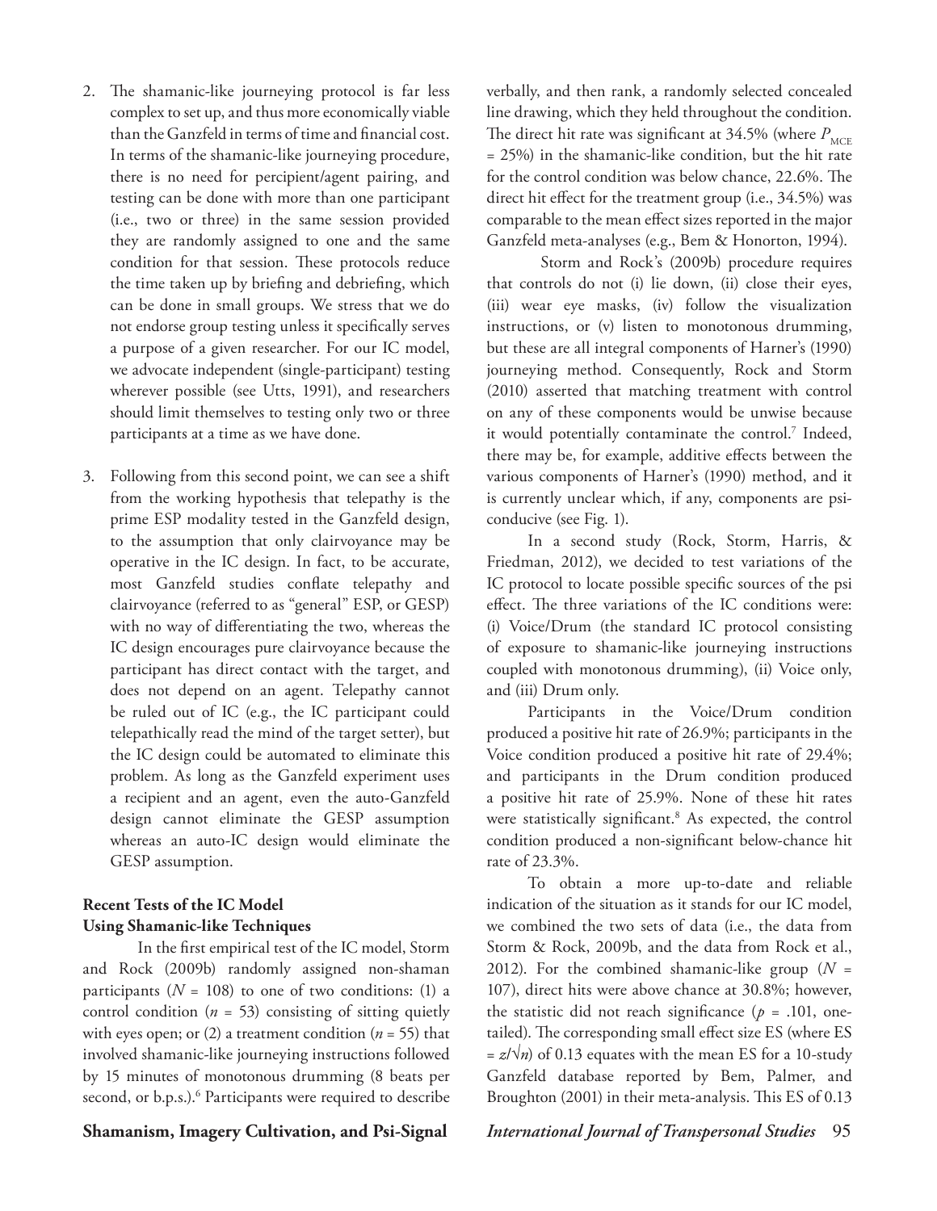2. The shamanic-like journeying protocol is far less complex to set up, and thus more economically viable than the Ganzfeld in terms of time and financial cost. In terms of the shamanic-like journeying procedure, there is no need for percipient/agent pairing, and testing can be done with more than one participant (i.e., two or three) in the same session provided they are randomly assigned to one and the same condition for that session. These protocols reduce the time taken up by briefing and debriefing, which can be done in small groups. We stress that we do not endorse group testing unless it specifically serves a purpose of a given researcher. For our IC model, we advocate independent (single-participant) testing wherever possible (see Utts, 1991), and researchers should limit themselves to testing only two or three participants at a time as we have done.

3. Following from this second point, we can see a shift from the working hypothesis that telepathy is the prime ESP modality tested in the Ganzfeld design, to the assumption that only clairvoyance may be operative in the IC design. In fact, to be accurate, most Ganzfeld studies conflate telepathy and clairvoyance (referred to as "general" ESP, or GESP) with no way of differentiating the two, whereas the IC design encourages pure clairvoyance because the participant has direct contact with the target, and does not depend on an agent. Telepathy cannot be ruled out of IC (e.g., the IC participant could telepathically read the mind of the target setter), but the IC design could be automated to eliminate this problem. As long as the Ganzfeld experiment uses a recipient and an agent, even the auto-Ganzfeld design cannot eliminate the GESP assumption whereas an auto-IC design would eliminate the GESP assumption.

## Recent Tests of the IC Model Using Shamanic-like Techniques

In the first empirical test of the IC model, Storm and Rock (2009b) randomly assigned non-shaman participants ($N$ = 108) to one of two conditions: (1) a control condition ($n$ = 53) consisting of sitting quietly with eyes open; or (2) a treatment condition ($n$ = 55) that involved shamanic-like journeying instructions followed by 15 minutes of monotonous drumming (8 beats per second, or b.p.s.).[6] Participants were required to describe verbally, and then rank, a randomly selected concealed line drawing, which they held throughout the condition. The direct hit rate was significant at 34.5% (where $P_{MCE}$ = 25%) in the shamanic-like condition, but the hit rate for the control condition was below chance, 22.6%. The direct hit effect for the treatment group (i.e., 34.5%) was comparable to the mean effect sizes reported in the major Ganzfeld meta-analyses (e.g., Bem & Honorton, 1994).

Storm and Rock's (2009b) procedure requires that controls do not (i) lie down, (ii) close their eyes, (iii) wear eye masks, (iv) follow the visualization instructions, or (v) listen to monotonous drumming, but these are all integral components of Harner's (1990) journeying method. Consequently, Rock and Storm (2010) asserted that matching treatment with control on any of these components would be unwise because it would potentially contaminate the control.[7] Indeed, there may be, for example, additive effects between the various components of Harner's (1990) method, and it is currently unclear which, if any, components are psi-conducive (see Fig. 1).

In a second study (Rock, Storm, Harris, & Friedman, 2012), we decided to test variations of the IC protocol to locate possible specific sources of the psi effect. The three variations of the IC conditions were: (i) Voice/Drum (the standard IC protocol consisting of exposure to shamanic-like journeying instructions coupled with monotonous drumming), (ii) Voice only, and (iii) Drum only.

Participants in the Voice/Drum condition produced a positive hit rate of 26.9%; participants in the Voice condition produced a positive hit rate of 29.4%; and participants in the Drum condition produced a positive hit rate of 25.9%. None of these hit rates were statistically significant.[8] As expected, the control condition produced a non-significant below-chance hit rate of 23.3%.

To obtain a more up-to-date and reliable indication of the situation as it stands for our IC model, we combined the two sets of data (i.e., the data from Storm & Rock, 2009b, and the data from Rock et al., 2012). For the combined shamanic-like group ($N$ = 107), direct hits were above chance at 30.8%; however, the statistic did not reach significance ($p$ = .101, one-tailed). The corresponding small effect size ES (where ES = $z/\sqrt{n}$) of 0.13 equates with the mean ES for a 10-study Ganzfeld database reported by Bem, Palmer, and Broughton (2001) in their meta-analysis. This ES of 0.13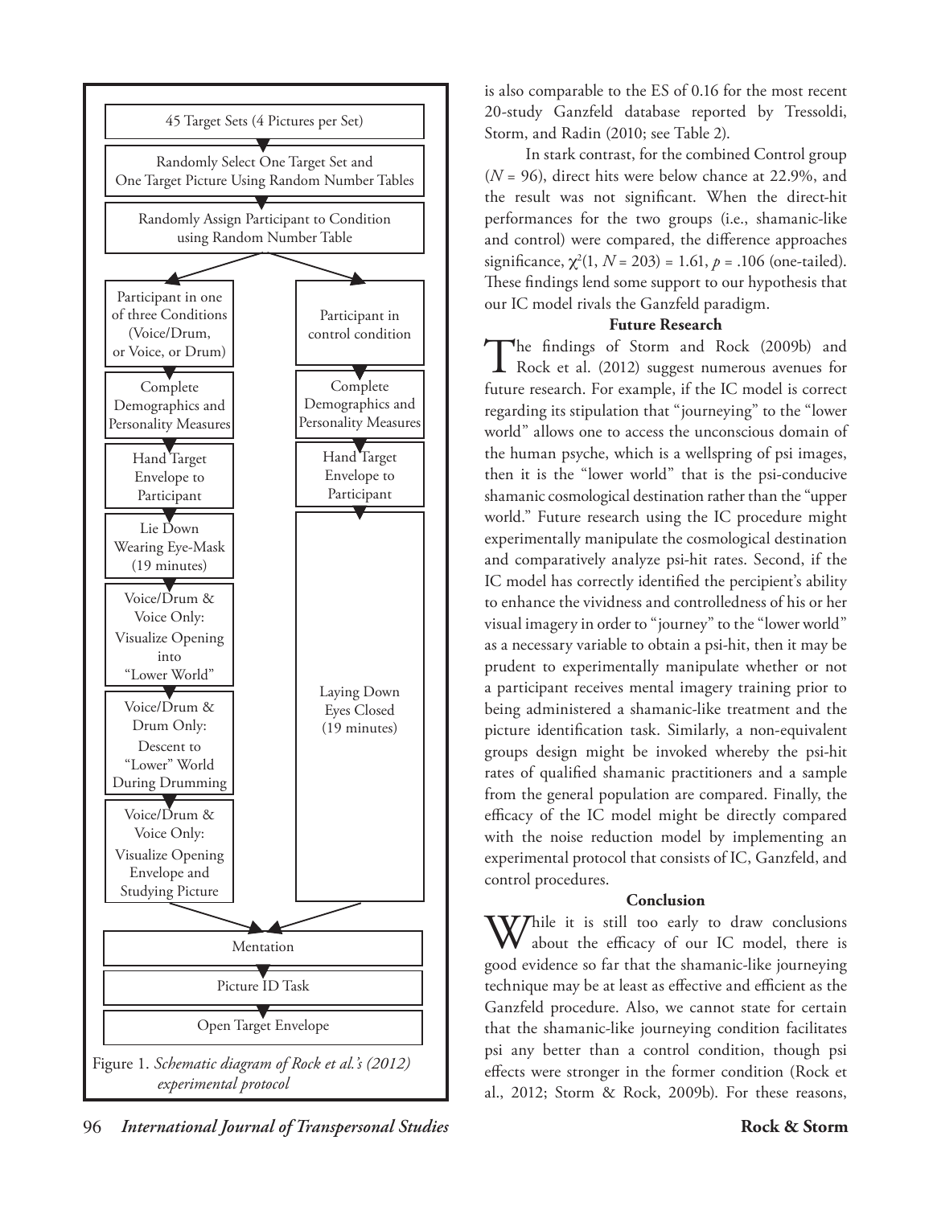45 Target Sets (4 Pictures per Set)

Randomly Select One Target Set and One Target Picture Using Random Number Tables

Randomly Assign Participant to Condition using Random Number Table

| Participant in one of three Conditions (Voice/Drum, or Voice, or Drum) | Participant in control condition |
|---|---|
| Complete Demographics and Personality Measures | Complete Demographics and Personality Measures |
| Hand Target Envelope to Participant | Hand Target Envelope to Participant |
| Lie Down Wearing Eye-Mask (19 minutes) | Laying Down Eyes Closed (19 minutes) |
| Voice/Drum & Voice Only: Visualize Opening into "Lower World" | |
| Voice/Drum & Drum Only: Descent to "Lower" World During Drumming | |
| Voice/Drum & Voice Only: Visualize Opening Envelope and Studying Picture | |

Mentation

Picture ID Task

Open Target Envelope

Figure 1. *Schematic diagram of Rock et al.'s (2012) experimental protocol*

is also comparable to the ES of 0.16 for the most recent 20-study Ganzfeld database reported by Tressoldi, Storm, and Radin (2010; see Table 2).

In stark contrast, for the combined Control group ($N$ = 96), direct hits were below chance at 22.9%, and the result was not significant. When the direct-hit performances for the two groups (i.e., shamanic-like and control) were compared, the difference approaches significance, $\chi^2(1, N = 203) = 1.61$, $p = .106$ (one-tailed). These findings lend some support to our hypothesis that our IC model rivals the Ganzfeld paradigm.

### Future Research

The findings of Storm and Rock (2009b) and Rock et al. (2012) suggest numerous avenues for future research. For example, if the IC model is correct regarding its stipulation that "journeying" to the "lower world" allows one to access the unconscious domain of the human psyche, which is a wellspring of psi images, then it is the "lower world" that is the psi-conducive shamanic cosmological destination rather than the "upper world." Future research using the IC procedure might experimentally manipulate the cosmological destination and comparatively analyze psi-hit rates. Second, if the IC model has correctly identified the percipient's ability to enhance the vividness and controlledness of his or her visual imagery in order to "journey" to the "lower world" as a necessary variable to obtain a psi-hit, then it may be prudent to experimentally manipulate whether or not a participant receives mental imagery training prior to being administered a shamanic-like treatment and the picture identification task. Similarly, a non-equivalent groups design might be invoked whereby the psi-hit rates of qualified shamanic practitioners and a sample from the general population are compared. Finally, the efficacy of the IC model might be directly compared with the noise reduction model by implementing an experimental protocol that consists of IC, Ganzfeld, and control procedures.

### Conclusion

While it is still too early to draw conclusions about the efficacy of our IC model, there is good evidence so far that the shamanic-like journeying technique may be at least as effective and efficient as the Ganzfeld procedure. Also, we cannot state for certain that the shamanic-like journeying condition facilitates psi any better than a control condition, though psi effects were stronger in the former condition (Rock et al., 2012; Storm & Rock, 2009b). For these reasons,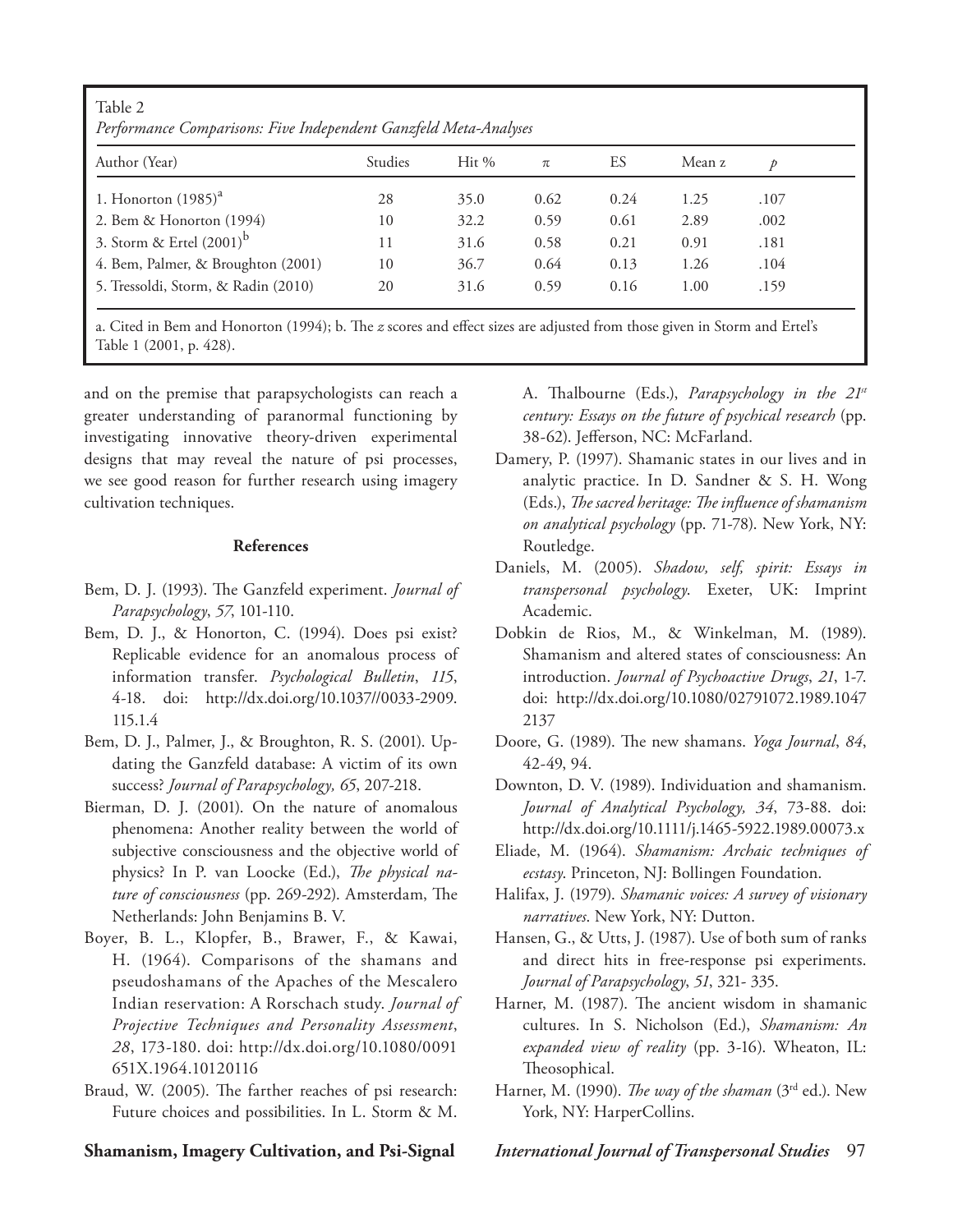Table 2

*Performance Comparisons: Five Independent Ganzfeld Meta-Analyses*

| Author (Year) | Studies | Hit % | $\pi$ | ES | Mean z | $p$ |
|---|---|---|---|---|---|---|
| 1. Honorton (1985)[a] | 28 | 35.0 | 0.62 | 0.24 | 1.25 | .107 |
| 2. Bem & Honorton (1994) | 10 | 32.2 | 0.59 | 0.61 | 2.89 | .002 |
| 3. Storm & Ertel (2001)[b] | 11 | 31.6 | 0.58 | 0.21 | 0.91 | .181 |
| 4. Bem, Palmer, & Broughton (2001) | 10 | 36.7 | 0.64 | 0.13 | 1.26 | .104 |
| 5. Tressoldi, Storm, & Radin (2010) | 20 | 31.6 | 0.59 | 0.16 | 1.00 | .159 |

a. Cited in Bem and Honorton (1994); b. The *z* scores and effect sizes are adjusted from those given in Storm and Ertel's Table 1 (2001, p. 428).

and on the premise that parapsychologists can reach a greater understanding of paranormal functioning by investigating innovative theory-driven experimental designs that may reveal the nature of psi processes, we see good reason for further research using imagery cultivation techniques.

## References

Bem, D. J. (1993). The Ganzfeld experiment. *Journal of Parapsychology*, *57*, 101-110.

Bem, D. J., & Honorton, C. (1994). Does psi exist? Replicable evidence for an anomalous process of information transfer. *Psychological Bulletin*, *115*, 4-18. doi: http://dx.doi.org/10.1037//0033-2909.115.1.4

Bem, D. J., Palmer, J., & Broughton, R. S. (2001). Updating the Ganzfeld database: A victim of its own success? *Journal of Parapsychology, 65*, 207-218.

Bierman, D. J. (2001). On the nature of anomalous phenomena: Another reality between the world of subjective consciousness and the objective world of physics? In P. van Loocke (Ed.), *The physical nature of consciousness* (pp. 269-292). Amsterdam, The Netherlands: John Benjamins B. V.

Boyer, B. L., Klopfer, B., Brawer, F., & Kawai, H. (1964). Comparisons of the shamans and pseudoshamans of the Apaches of the Mescalero Indian reservation: A Rorschach study. *Journal of Projective Techniques and Personality Assessment*, *28*, 173-180. doi: http://dx.doi.org/10.1080/0091651X.1964.10120116

Braud, W. (2005). The farther reaches of psi research: Future choices and possibilities. In L. Storm & M. A. Thalbourne (Eds.), *Parapsychology in the 21st century: Essays on the future of psychical research* (pp. 38-62). Jefferson, NC: McFarland.

Damery, P. (1997). Shamanic states in our lives and in analytic practice. In D. Sandner & S. H. Wong (Eds.), *The sacred heritage: The influence of shamanism on analytical psychology* (pp. 71-78). New York, NY: Routledge.

Daniels, M. (2005). *Shadow, self, spirit: Essays in transpersonal psychology*. Exeter, UK: Imprint Academic.

Dobkin de Rios, M., & Winkelman, M. (1989). Shamanism and altered states of consciousness: An introduction. *Journal of Psychoactive Drugs*, *21*, 1-7. doi: http://dx.doi.org/10.1080/02791072.1989.10472137

Doore, G. (1989). The new shamans. *Yoga Journal*, *84*, 42-49, 94.

Downton, D. V. (1989). Individuation and shamanism. *Journal of Analytical Psychology, 34*, 73-88. doi: http://dx.doi.org/10.1111/j.1465-5922.1989.00073.x

Eliade, M. (1964). *Shamanism: Archaic techniques of ecstasy*. Princeton, NJ: Bollingen Foundation.

Halifax, J. (1979). *Shamanic voices: A survey of visionary narratives*. New York, NY: Dutton.

Hansen, G., & Utts, J. (1987). Use of both sum of ranks and direct hits in free-response psi experiments. *Journal of Parapsychology*, *51*, 321- 335.

Harner, M. (1987). The ancient wisdom in shamanic cultures. In S. Nicholson (Ed.), *Shamanism: An expanded view of reality* (pp. 3-16). Wheaton, IL: Theosophical.

Harner, M. (1990). *The way of the shaman* (3rd ed.). New York, NY: HarperCollins.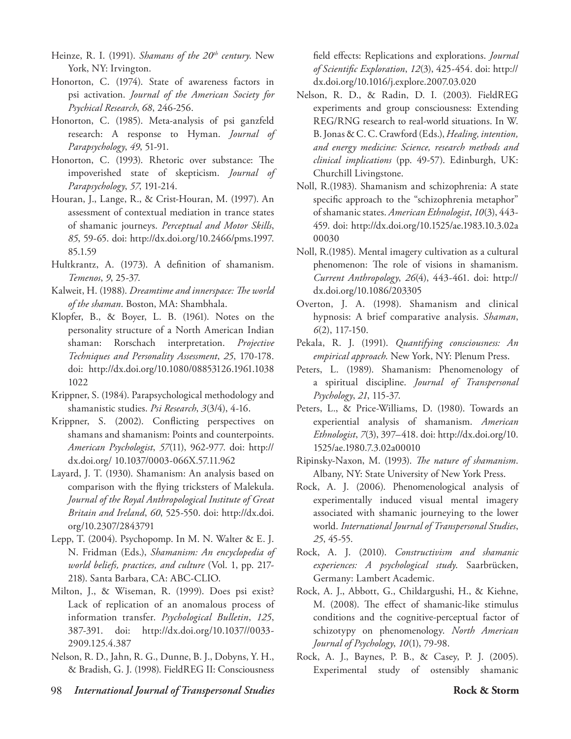Heinze, R. I. (1991). *Shamans of the 20th century*. New York, NY: Irvington.

Honorton, C. (1974). State of awareness factors in psi activation. *Journal of the American Society for Psychical Research*, *68*, 246-256.

Honorton, C. (1985). Meta-analysis of psi ganzfeld research: A response to Hyman. *Journal of Parapsychology*, *49*, 51-91.

Honorton, C. (1993). Rhetoric over substance: The impoverished state of skepticism. *Journal of Parapsychology*, *57*, 191-214.

Houran, J., Lange, R., & Crist-Houran, M. (1997). An assessment of contextual mediation in trance states of shamanic journeys. *Perceptual and Motor Skills*, *85*, 59-65. doi: http://dx.doi.org/10.2466/pms.1997.85.1.59

Hultkrantz, A. (1973). A definition of shamanism. *Temenos*, *9*, 25-37.

Kalweit, H. (1988). *Dreamtime and innerspace: The world of the shaman*. Boston, MA: Shambhala.

Klopfer, B., & Boyer, L. B. (1961). Notes on the personality structure of a North American Indian shaman: Rorschach interpretation. *Projective Techniques and Personality Assessment*, *25*, 170-178. doi: http://dx.doi.org/10.1080/08853126.1961.10381022

Krippner, S. (1984). Parapsychological methodology and shamanistic studies. *Psi Research*, *3*(3/4), 4-16.

Krippner, S. (2002). Conflicting perspectives on shamans and shamanism: Points and counterpoints. *American Psychologist*, *57*(11), 962-977. doi: http://dx.doi.org/ 10.1037/0003-066X.57.11.962

Layard, J. T. (1930). Shamanism: An analysis based on comparison with the flying tricksters of Malekula. *Journal of the Royal Anthropological Institute of Great Britain and Ireland*, *60*, 525-550. doi: http://dx.doi.org/10.2307/2843791

Lepp, T. (2004). Psychopomp. In M. N. Walter & E. J. N. Fridman (Eds.), *Shamanism: An encyclopedia of world beliefs, practices, and culture* (Vol. 1, pp. 217-218). Santa Barbara, CA: ABC-CLIO.

Milton, J., & Wiseman, R. (1999). Does psi exist? Lack of replication of an anomalous process of information transfer. *Psychological Bulletin*, *125*, 387-391. doi: http://dx.doi.org/10.1037//0033-2909.125.4.387

Nelson, R. D., Jahn, R. G., Dunne, B. J., Dobyns, Y. H., & Bradish, G. J. (1998). FieldREG II: Consciousness field effects: Replications and explorations. *Journal of Scientific Exploration*, *12*(3), 425-454. doi: http://dx.doi.org/10.1016/j.explore.2007.03.020

Nelson, R. D., & Radin, D. I. (2003). FieldREG experiments and group consciousness: Extending REG/RNG research to real-world situations. In W. B. Jonas & C. C. Crawford (Eds.), *Healing, intention, and energy medicine: Science, research methods and clinical implications* (pp. 49-57). Edinburgh, UK: Churchill Livingstone.

Noll, R.(1983). Shamanism and schizophrenia: A state specific approach to the "schizophrenia metaphor" of shamanic states. *American Ethnologist*, *10*(3), 443-459. doi: http://dx.doi.org/10.1525/ae.1983.10.3.02a00030

Noll, R.(1985). Mental imagery cultivation as a cultural phenomenon: The role of visions in shamanism. *Current Anthropology*, *26*(4), 443-461. doi: http://dx.doi.org/10.1086/203305

Overton, J. A. (1998). Shamanism and clinical hypnosis: A brief comparative analysis. *Shaman*, *6*(2), 117-150.

Pekala, R. J. (1991). *Quantifying consciousness: An empirical approach*. New York, NY: Plenum Press.

Peters, L. (1989). Shamanism: Phenomenology of a spiritual discipline. *Journal of Transpersonal Psychology*, *21*, 115-37.

Peters, L., & Price-Williams, D. (1980). Towards an experiential analysis of shamanism. *American Ethnologist*, *7*(3), 397–418. doi: http://dx.doi.org/10.1525/ae.1980.7.3.02a00010

Ripinsky-Naxon, M. (1993). *The nature of shamanism*. Albany, NY: State University of New York Press.

Rock, A. J. (2006). Phenomenological analysis of experimentally induced visual mental imagery associated with shamanic journeying to the lower world. *International Journal of Transpersonal Studies*, *25*, 45-55.

Rock, A. J. (2010). *Constructivism and shamanic experiences: A psychological study*. Saarbrücken, Germany: Lambert Academic.

Rock, A. J., Abbott, G., Childargushi, H., & Kiehne, M. (2008). The effect of shamanic-like stimulus conditions and the cognitive-perceptual factor of schizotypy on phenomenology. *North American Journal of Psychology*, *10*(1), 79-98.

Rock, A. J., Baynes, P. B., & Casey, P. J. (2005). Experimental study of ostensibly shamanic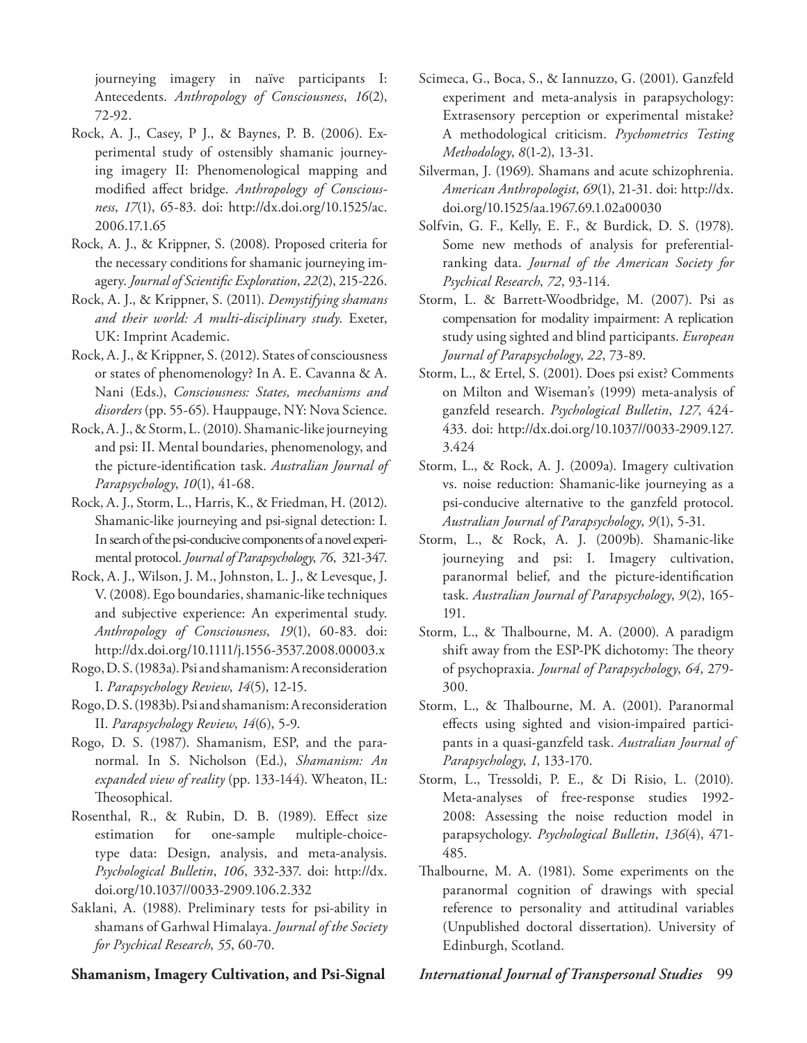journeying imagery in naïve participants I: Antecedents. *Anthropology of Consciousness*, *16*(2), 72-92.

Rock, A. J., Casey, P J., & Baynes, P. B. (2006). Experimental study of ostensibly shamanic journeying imagery II: Phenomenological mapping and modified affect bridge. *Anthropology of Consciousness*, *17*(1), 65-83. doi: http://dx.doi.org/10.1525/ac.2006.17.1.65

Rock, A. J., & Krippner, S. (2008). Proposed criteria for the necessary conditions for shamanic journeying imagery. *Journal of Scientific Exploration*, *22*(2), 215-226.

Rock, A. J., & Krippner, S. (2011). *Demystifying shamans and their world: A multi-disciplinary study*. Exeter, UK: Imprint Academic.

Rock, A. J., & Krippner, S. (2012). States of consciousness or states of phenomenology? In A. E. Cavanna & A. Nani (Eds.), *Consciousness: States, mechanisms and disorders* (pp. 55-65). Hauppauge, NY: Nova Science.

Rock, A. J., & Storm, L. (2010). Shamanic-like journeying and psi: II. Mental boundaries, phenomenology, and the picture-identification task. *Australian Journal of Parapsychology*, *10*(1), 41-68.

Rock, A. J., Storm, L., Harris, K., & Friedman, H. (2012). Shamanic-like journeying and psi-signal detection: I. In search of the psi-conducive components of a novel experimental protocol. *Journal of Parapsychology*, *76*, 321-347.

Rock, A. J., Wilson, J. M., Johnston, L. J., & Levesque, J. V. (2008). Ego boundaries, shamanic-like techniques and subjective experience: An experimental study. *Anthropology of Consciousness*, *19*(1), 60-83. doi: http://dx.doi.org/10.1111/j.1556-3537.2008.00003.x

Rogo, D. S. (1983a). Psi and shamanism: A reconsideration I. *Parapsychology Review*, *14*(5), 12-15.

Rogo, D. S. (1983b). Psi and shamanism: A reconsideration II. *Parapsychology Review*, *14*(6), 5-9.

Rogo, D. S. (1987). Shamanism, ESP, and the paranormal. In S. Nicholson (Ed.), *Shamanism: An expanded view of reality* (pp. 133-144). Wheaton, IL: Theosophical.

Rosenthal, R., & Rubin, D. B. (1989). Effect size estimation for one-sample multiple-choice-type data: Design, analysis, and meta-analysis. *Psychological Bulletin*, *106*, 332-337. doi: http://dx.doi.org/10.1037//0033-2909.106.2.332

Saklani, A. (1988). Preliminary tests for psi-ability in shamans of Garhwal Himalaya. *Journal of the Society for Psychical Research*, *55*, 60-70.

Scimeca, G., Boca, S., & Iannuzzo, G. (2001). Ganzfeld experiment and meta-analysis in parapsychology: Extrasensory perception or experimental mistake? A methodological criticism. *Psychometrics Testing Methodology*, *8*(1-2), 13-31.

Silverman, J. (1969). Shamans and acute schizophrenia. *American Anthropologist*, *69*(1), 21-31. doi: http://dx.doi.org/10.1525/aa.1967.69.1.02a00030

Solfvin, G. F., Kelly, E. F., & Burdick, D. S. (1978). Some new methods of analysis for preferential-ranking data. *Journal of the American Society for Psychical Research*, *72*, 93-114.

Storm, L. & Barrett-Woodbridge, M. (2007). Psi as compensation for modality impairment: A replication study using sighted and blind participants. *European Journal of Parapsychology*, *22*, 73-89.

Storm, L., & Ertel, S. (2001). Does psi exist? Comments on Milton and Wiseman's (1999) meta-analysis of ganzfeld research. *Psychological Bulletin*, *127*, 424-433. doi: http://dx.doi.org/10.1037//0033-2909.127.3.424

Storm, L., & Rock, A. J. (2009a). Imagery cultivation vs. noise reduction: Shamanic-like journeying as a psi-conducive alternative to the ganzfeld protocol. *Australian Journal of Parapsychology*, *9*(1), 5-31.

Storm, L., & Rock, A. J. (2009b). Shamanic-like journeying and psi: I. Imagery cultivation, paranormal belief, and the picture-identification task. *Australian Journal of Parapsychology*, *9*(2), 165-191.

Storm, L., & Thalbourne, M. A. (2000). A paradigm shift away from the ESP-PK dichotomy: The theory of psychopraxia. *Journal of Parapsychology*, *64*, 279-300.

Storm, L., & Thalbourne, M. A. (2001). Paranormal effects using sighted and vision-impaired participants in a quasi-ganzfeld task. *Australian Journal of Parapsychology*, *1*, 133-170.

Storm, L., Tressoldi, P. E., & Di Risio, L. (2010). Meta-analyses of free-response studies 1992-2008: Assessing the noise reduction model in parapsychology. *Psychological Bulletin*, *136*(4), 471-485.

Thalbourne, M. A. (1981). Some experiments on the paranormal cognition of drawings with special reference to personality and attitudinal variables (Unpublished doctoral dissertation). University of Edinburgh, Scotland.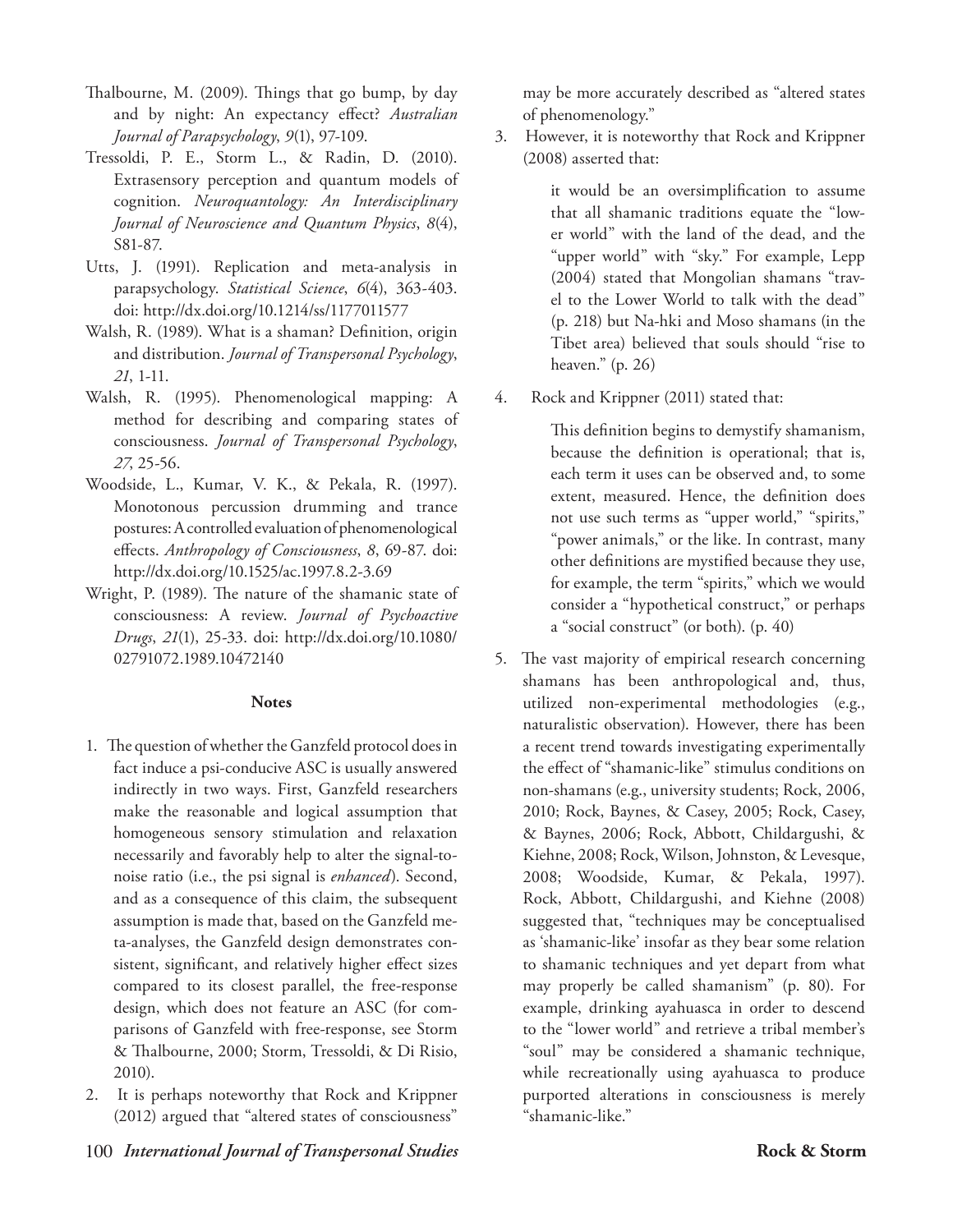Thalbourne, M. (2009). Things that go bump, by day and by night: An expectancy effect? *Australian Journal of Parapsychology*, *9*(1), 97-109.

Tressoldi, P. E., Storm L., & Radin, D. (2010). Extrasensory perception and quantum models of cognition. *Neuroquantology: An Interdisciplinary Journal of Neuroscience and Quantum Physics*, *8*(4), S81-87.

Utts, J. (1991). Replication and meta-analysis in parapsychology. *Statistical Science*, *6*(4), 363-403. doi: http://dx.doi.org/10.1214/ss/1177011577

Walsh, R. (1989). What is a shaman? Definition, origin and distribution. *Journal of Transpersonal Psychology*, *21*, 1-11.

Walsh, R. (1995). Phenomenological mapping: A method for describing and comparing states of consciousness. *Journal of Transpersonal Psychology*, *27*, 25-56.

Woodside, L., Kumar, V. K., & Pekala, R. (1997). Monotonous percussion drumming and trance postures: A controlled evaluation of phenomenological effects. *Anthropology of Consciousness*, *8*, 69-87. doi: http://dx.doi.org/10.1525/ac.1997.8.2-3.69

Wright, P. (1989). The nature of the shamanic state of consciousness: A review. *Journal of Psychoactive Drugs*, *21*(1), 25-33. doi: http://dx.doi.org/10.1080/02791072.1989.10472140

**Notes**

1. The question of whether the Ganzfeld protocol does in fact induce a psi-conducive ASC is usually answered indirectly in two ways. First, Ganzfeld researchers make the reasonable and logical assumption that homogeneous sensory stimulation and relaxation necessarily and favorably help to alter the signal-to-noise ratio (i.e., the psi signal is *enhanced*). Second, and as a consequence of this claim, the subsequent assumption is made that, based on the Ganzfeld meta-analyses, the Ganzfeld design demonstrates consistent, significant, and relatively higher effect sizes compared to its closest parallel, the free-response design, which does not feature an ASC (for comparisons of Ganzfeld with free-response, see Storm & Thalbourne, 2000; Storm, Tressoldi, & Di Risio, 2010).

2. It is perhaps noteworthy that Rock and Krippner (2012) argued that "altered states of consciousness" may be more accurately described as "altered states of phenomenology."

3. However, it is noteworthy that Rock and Krippner (2008) asserted that:

   > it would be an oversimplification to assume that all shamanic traditions equate the "lower world" with the land of the dead, and the "upper world" with "sky." For example, Lepp (2004) stated that Mongolian shamans "travel to the Lower World to talk with the dead" (p. 218) but Na-hki and Moso shamans (in the Tibet area) believed that souls should "rise to heaven." (p. 26)

4. Rock and Krippner (2011) stated that:

   > This definition begins to demystify shamanism, because the definition is operational; that is, each term it uses can be observed and, to some extent, measured. Hence, the definition does not use such terms as "upper world," "spirits," "power animals," or the like. In contrast, many other definitions are mystified because they use, for example, the term "spirits," which we would consider a "hypothetical construct," or perhaps a "social construct" (or both). (p. 40)

5. The vast majority of empirical research concerning shamans has been anthropological and, thus, utilized non-experimental methodologies (e.g., naturalistic observation). However, there has been a recent trend towards investigating experimentally the effect of "shamanic-like" stimulus conditions on non-shamans (e.g., university students; Rock, 2006, 2010; Rock, Baynes, & Casey, 2005; Rock, Casey, & Baynes, 2006; Rock, Abbott, Childargushi, & Kiehne, 2008; Rock, Wilson, Johnston, & Levesque, 2008; Woodside, Kumar, & Pekala, 1997). Rock, Abbott, Childargushi, and Kiehne (2008) suggested that, "techniques may be conceptualised as 'shamanic-like' insofar as they bear some relation to shamanic techniques and yet depart from what may properly be called shamanism" (p. 80). For example, drinking ayahuasca in order to descend to the "lower world" and retrieve a tribal member's "soul" may be considered a shamanic technique, while recreationally using ayahuasca to produce purported alterations in consciousness is merely "shamanic-like."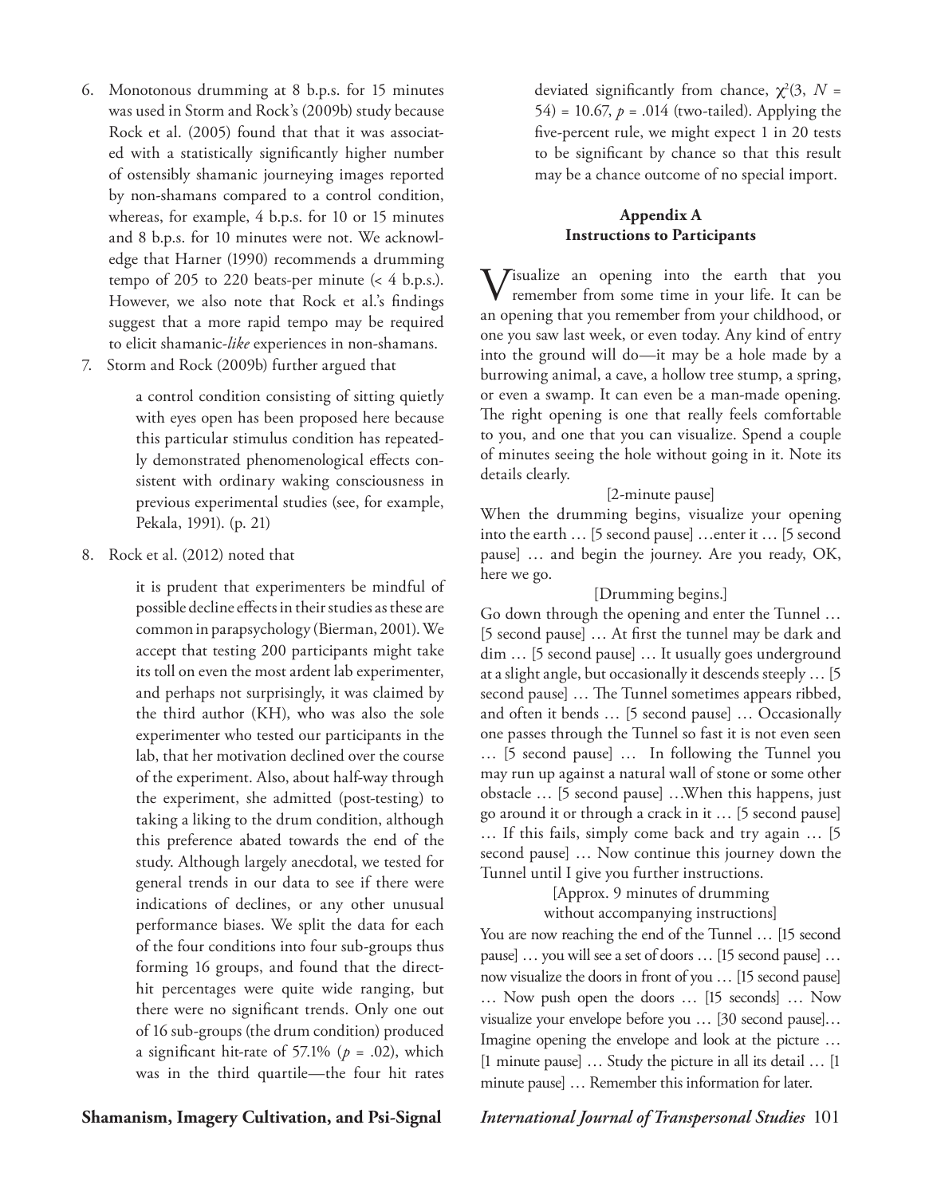6. Monotonous drumming at 8 b.p.s. for 15 minutes was used in Storm and Rock's (2009b) study because Rock et al. (2005) found that that it was associated with a statistically significantly higher number of ostensibly shamanic journeying images reported by non-shamans compared to a control condition, whereas, for example, 4 b.p.s. for 10 or 15 minutes and 8 b.p.s. for 10 minutes were not. We acknowledge that Harner (1990) recommends a drumming tempo of 205 to 220 beats-per minute (< 4 b.p.s.). However, we also note that Rock et al.'s findings suggest that a more rapid tempo may be required to elicit shamanic-*like* experiences in non-shamans.
7. Storm and Rock (2009b) further argued that

   > a control condition consisting of sitting quietly with eyes open has been proposed here because this particular stimulus condition has repeatedly demonstrated phenomenological effects consistent with ordinary waking consciousness in previous experimental studies (see, for example, Pekala, 1991). (p. 21)

8. Rock et al. (2012) noted that

   > it is prudent that experimenters be mindful of possible decline effects in their studies as these are common in parapsychology (Bierman, 2001). We accept that testing 200 participants might take its toll on even the most ardent lab experimenter, and perhaps not surprisingly, it was claimed by the third author (KH), who was also the sole experimenter who tested our participants in the lab, that her motivation declined over the course of the experiment. Also, about half-way through the experiment, she admitted (post-testing) to taking a liking to the drum condition, although this preference abated towards the end of the study. Although largely anecdotal, we tested for general trends in our data to see if there were indications of declines, or any other unusual performance biases. We split the data for each of the four conditions into four sub-groups thus forming 16 groups, and found that the direct-hit percentages were quite wide ranging, but there were no significant trends. Only one out of 16 sub-groups (the drum condition) produced a significant hit-rate of 57.1% ($p$ = .02), which was in the third quartile—the four hit rates deviated significantly from chance, $\chi^2(3, N = 54) = 10.67$, $p$ = .014 (two-tailed). Applying the five-percent rule, we might expect 1 in 20 tests to be significant by chance so that this result may be a chance outcome of no special import.

## Appendix A
## Instructions to Participants

Visualize an opening into the earth that you remember from some time in your life. It can be an opening that you remember from your childhood, or one you saw last week, or even today. Any kind of entry into the ground will do—it may be a hole made by a burrowing animal, a cave, a hollow tree stump, a spring, or even a swamp. It can even be a man-made opening. The right opening is one that really feels comfortable to you, and one that you can visualize. Spend a couple of minutes seeing the hole without going in it. Note its details clearly.

[2-minute pause]

When the drumming begins, visualize your opening into the earth … [5 second pause] …enter it … [5 second pause] … and begin the journey. Are you ready, OK, here we go.

[Drumming begins.]

Go down through the opening and enter the Tunnel … [5 second pause] … At first the tunnel may be dark and dim … [5 second pause] … It usually goes underground at a slight angle, but occasionally it descends steeply … [5 second pause] … The Tunnel sometimes appears ribbed, and often it bends … [5 second pause] … Occasionally one passes through the Tunnel so fast it is not even seen … [5 second pause] … In following the Tunnel you may run up against a natural wall of stone or some other obstacle … [5 second pause] …When this happens, just go around it or through a crack in it … [5 second pause] … If this fails, simply come back and try again … [5 second pause] … Now continue this journey down the Tunnel until I give you further instructions.

[Approx. 9 minutes of drumming without accompanying instructions]

You are now reaching the end of the Tunnel … [15 second pause] … you will see a set of doors … [15 second pause] … now visualize the doors in front of you … [15 second pause] … Now push open the doors … [15 seconds] … Now visualize your envelope before you … [30 second pause]… Imagine opening the envelope and look at the picture … [1 minute pause] … Study the picture in all its detail … [1 minute pause] … Remember this information for later.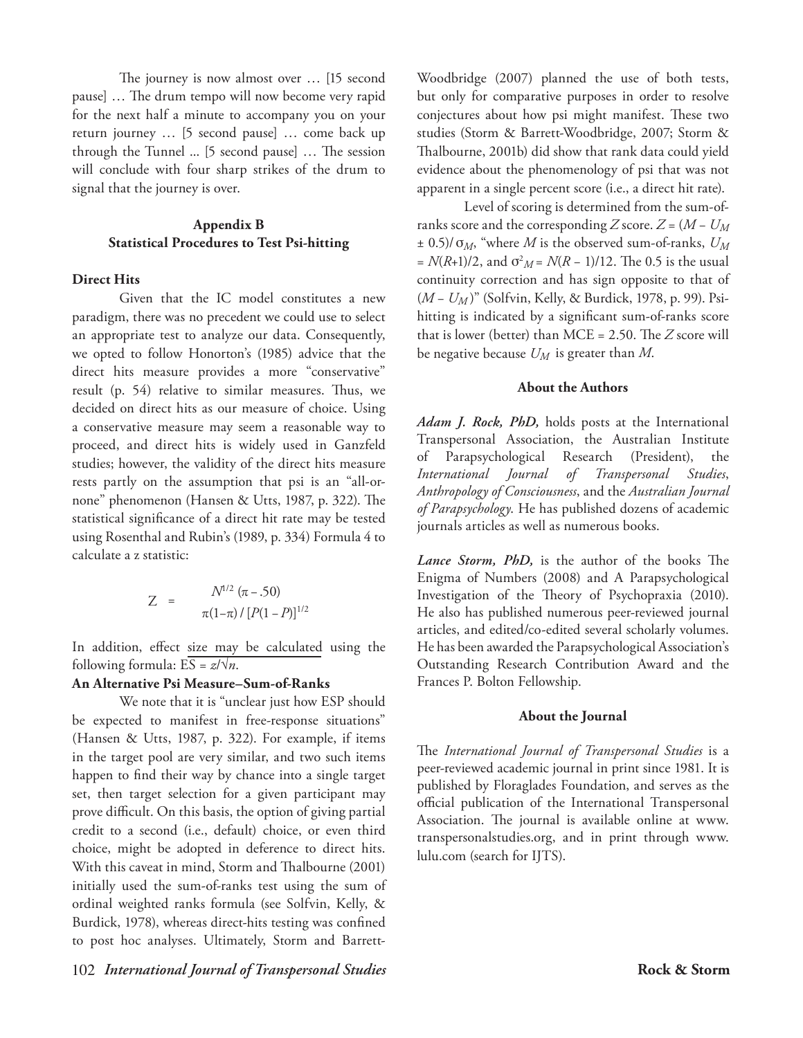The journey is now almost over … [15 second pause] … The drum tempo will now become very rapid for the next half a minute to accompany you on your return journey … [5 second pause] … come back up through the Tunnel ... [5 second pause] … The session will conclude with four sharp strikes of the drum to signal that the journey is over.

## Appendix B
## Statistical Procedures to Test Psi-hitting

### Direct Hits

Given that the IC model constitutes a new paradigm, there was no precedent we could use to select an appropriate test to analyze our data. Consequently, we opted to follow Honorton's (1985) advice that the direct hits measure provides a more "conservative" result (p. 54) relative to similar measures. Thus, we decided on direct hits as our measure of choice. Using a conservative measure may seem a reasonable way to proceed, and direct hits is widely used in Ganzfeld studies; however, the validity of the direct hits measure rests partly on the assumption that psi is an "all-or-none" phenomenon (Hansen & Utts, 1987, p. 322). The statistical significance of a direct hit rate may be tested using Rosenthal and Rubin's (1989, p. 334) Formula 4 to calculate a z statistic:

$$Z = \frac{N^{1/2}\,(\pi - .50)}{\pi(1-\pi)\,/\,[P(1-P)]^{1/2}}$$

In addition, effect size may be calculated using the following formula: $ES = z/\sqrt{n}$.

### An Alternative Psi Measure–Sum-of-Ranks

We note that it is "unclear just how ESP should be expected to manifest in free-response situations" (Hansen & Utts, 1987, p. 322). For example, if items in the target pool are very similar, and two such items happen to find their way by chance into a single target set, then target selection for a given participant may prove difficult. On this basis, the option of giving partial credit to a second (i.e., default) choice, or even third choice, might be adopted in deference to direct hits. With this caveat in mind, Storm and Thalbourne (2001) initially used the sum-of-ranks test using the sum of ordinal weighted ranks formula (see Solfvin, Kelly, & Burdick, 1978), whereas direct-hits testing was confined to post hoc analyses. Ultimately, Storm and Barrett-Woodbridge (2007) planned the use of both tests, but only for comparative purposes in order to resolve conjectures about how psi might manifest. These two studies (Storm & Barrett-Woodbridge, 2007; Storm & Thalbourne, 2001b) did show that rank data could yield evidence about the phenomenology of psi that was not apparent in a single percent score (i.e., a direct hit rate).

Level of scoring is determined from the sum-of-ranks score and the corresponding $Z$ score. $Z = (M - U_M \pm 0.5)/\sigma_M$, "where $M$ is the observed sum-of-ranks, $U_M = N(R+1)/2$, and $\sigma^2_M = N(R-1)/12$. The 0.5 is the usual continuity correction and has sign opposite to that of $(M - U_M)$" (Solfvin, Kelly, & Burdick, 1978, p. 99). Psi-hitting is indicated by a significant sum-of-ranks score that is lower (better) than MCE = 2.50. The $Z$ score will be negative because $U_M$ is greater than $M$.

### About the Authors

***Adam J. Rock, PhD,*** holds posts at the International Transpersonal Association, the Australian Institute of Parapsychological Research (President), the *International Journal of Transpersonal Studies*, *Anthropology of Consciousness*, and the *Australian Journal of Parapsychology*. He has published dozens of academic journals articles as well as numerous books.

***Lance Storm, PhD,*** is the author of the books The Enigma of Numbers (2008) and A Parapsychological Investigation of the Theory of Psychopraxia (2010). He also has published numerous peer-reviewed journal articles, and edited/co-edited several scholarly volumes. He has been awarded the Parapsychological Association's Outstanding Research Contribution Award and the Frances P. Bolton Fellowship.

### About the Journal

The *International Journal of Transpersonal Studies* is a peer-reviewed academic journal in print since 1981. It is published by Floraglades Foundation, and serves as the official publication of the International Transpersonal Association. The journal is available online at www.transpersonalstudies.org, and in print through www.lulu.com (search for IJTS).